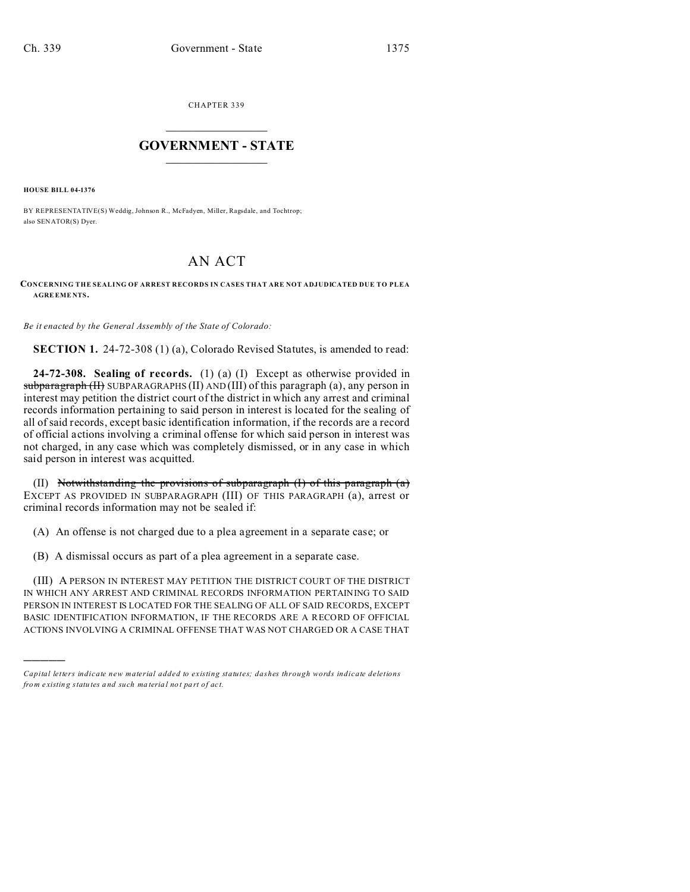CHAPTER 339

# GOVERNMENT - STATE

**HOUSE BILL 04-1376**

BY REPRESENTATIVE(S) Weddig, Johnson R., McFadyen, Miller, Ragsdale, and Tochtrop; also SENATOR(S) Dyer.

# AN ACT

**CONCERNING THE SEALING OF ARREST RECORDS IN CASES THAT ARE NOT ADJUDICATED DUE TO PLEA AGREEMENTS.**

*Be it enacted by the General Assembly of the State of Colorado:*

**SECTION 1.** 24-72-308 (1) (a), Colorado Revised Statutes, is amended to read:

**24-72-308. Sealing of records.** (1) (a) (I) Except as otherwise provided in ~~subparagraph (II)~~ SUBPARAGRAPHS (II) AND (III) of this paragraph (a), any person in interest may petition the district court of the district in which any arrest and criminal records information pertaining to said person in interest is located for the sealing of all of said records, except basic identification information, if the records are a record of official actions involving a criminal offense for which said person in interest was not charged, in any case which was completely dismissed, or in any case in which said person in interest was acquitted.

(II) ~~Notwithstanding the provisions of subparagraph (I) of this paragraph (a)~~ EXCEPT AS PROVIDED IN SUBPARAGRAPH (III) OF THIS PARAGRAPH (a), arrest or criminal records information may not be sealed if:

(A) An offense is not charged due to a plea agreement in a separate case; or

(B) A dismissal occurs as part of a plea agreement in a separate case.

(III) A PERSON IN INTEREST MAY PETITION THE DISTRICT COURT OF THE DISTRICT IN WHICH ANY ARREST AND CRIMINAL RECORDS INFORMATION PERTAINING TO SAID PERSON IN INTEREST IS LOCATED FOR THE SEALING OF ALL OF SAID RECORDS, EXCEPT BASIC IDENTIFICATION INFORMATION, IF THE RECORDS ARE A RECORD OF OFFICIAL ACTIONS INVOLVING A CRIMINAL OFFENSE THAT WAS NOT CHARGED OR A CASE THAT

---

*Capital letters indicate new material added to existing statutes; dashes through words indicate deletions from existing statutes and such material not part of act.*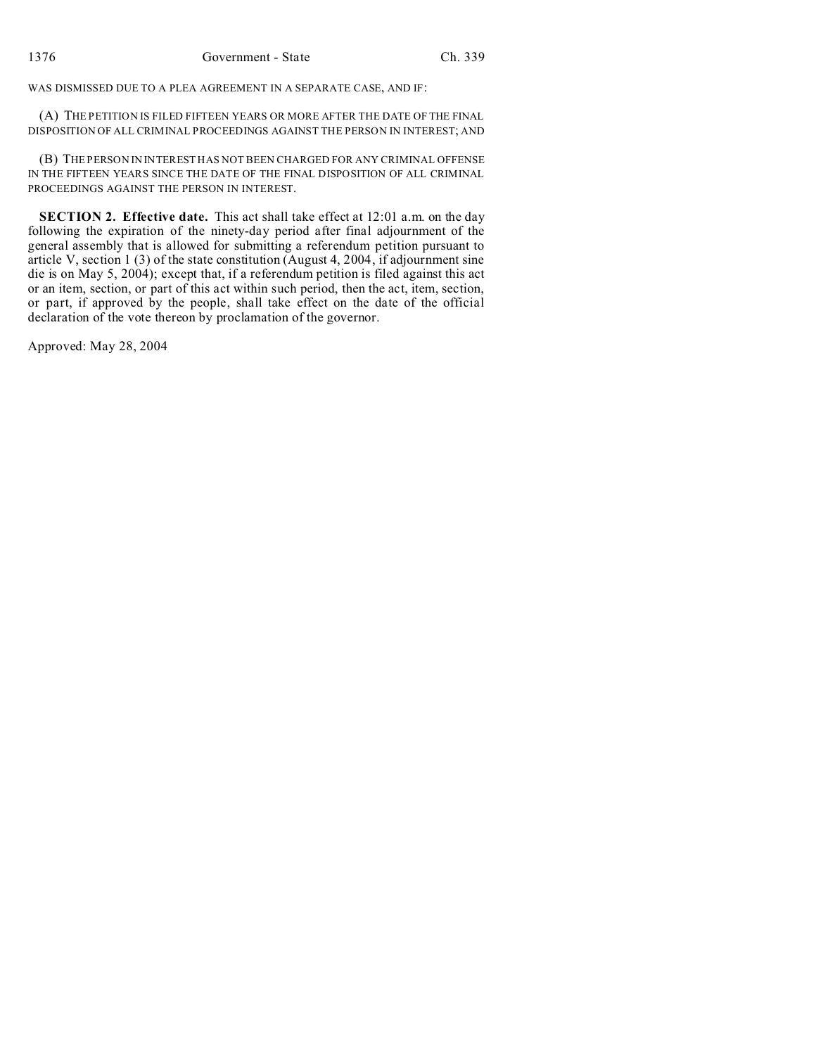WAS DISMISSED DUE TO A PLEA AGREEMENT IN A SEPARATE CASE, AND IF:

(A) THE PETITION IS FILED FIFTEEN YEARS OR MORE AFTER THE DATE OF THE FINAL DISPOSITION OF ALL CRIMINAL PROCEEDINGS AGAINST THE PERSON IN INTEREST; AND

(B) THE PERSON IN INTEREST HAS NOT BEEN CHARGED FOR ANY CRIMINAL OFFENSE IN THE FIFTEEN YEARS SINCE THE DATE OF THE FINAL DISPOSITION OF ALL CRIMINAL PROCEEDINGS AGAINST THE PERSON IN INTEREST.

**SECTION 2. Effective date.** This act shall take effect at 12:01 a.m. on the day following the expiration of the ninety-day period after final adjournment of the general assembly that is allowed for submitting a referendum petition pursuant to article V, section 1 (3) of the state constitution (August 4, 2004, if adjournment sine die is on May 5, 2004); except that, if a referendum petition is filed against this act or an item, section, or part of this act within such period, then the act, item, section, or part, if approved by the people, shall take effect on the date of the official declaration of the vote thereon by proclamation of the governor.

Approved: May 28, 2004